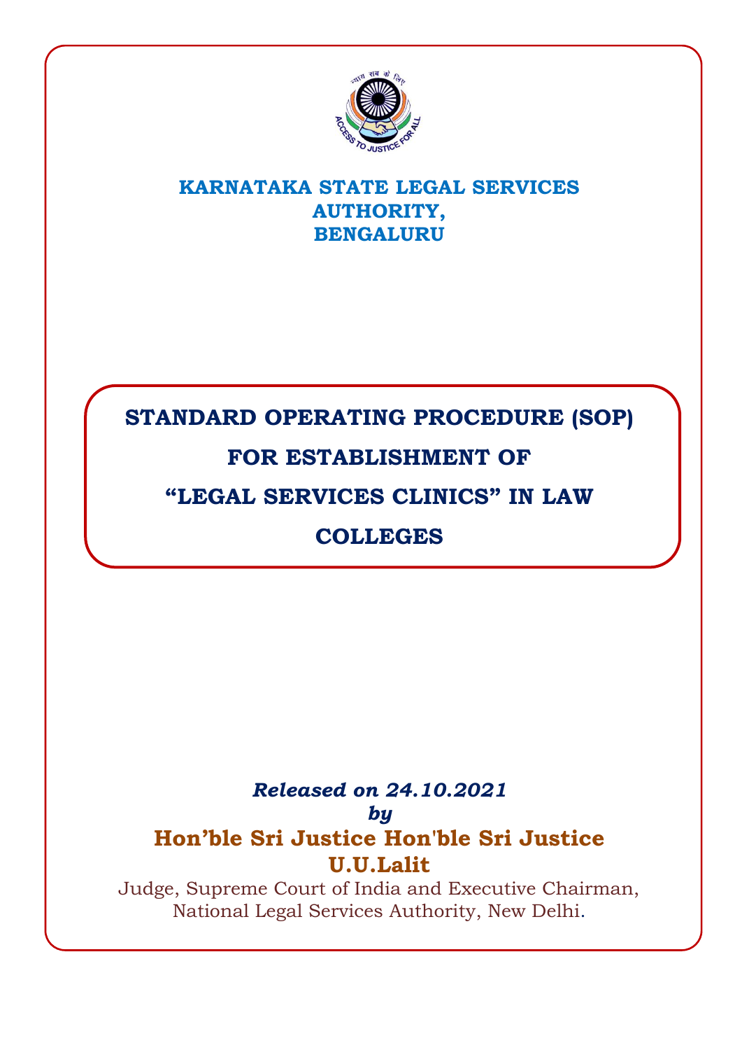# KARNATAKA STATE LEGAL SERVICES AUTHORITY, BENGALURU

## STANDARD OPERATING PROCEDURE (SOP) FOR ESTABLISHMENT OF "LEGAL SERVICES CLINICS" IN LAW COLLEGES

***Released on 24.10.2021***

***by***

**Hon'ble Sri Justice Hon'ble Sri Justice U.U.Lalit**

Judge, Supreme Court of India and Executive Chairman, National Legal Services Authority, New Delhi.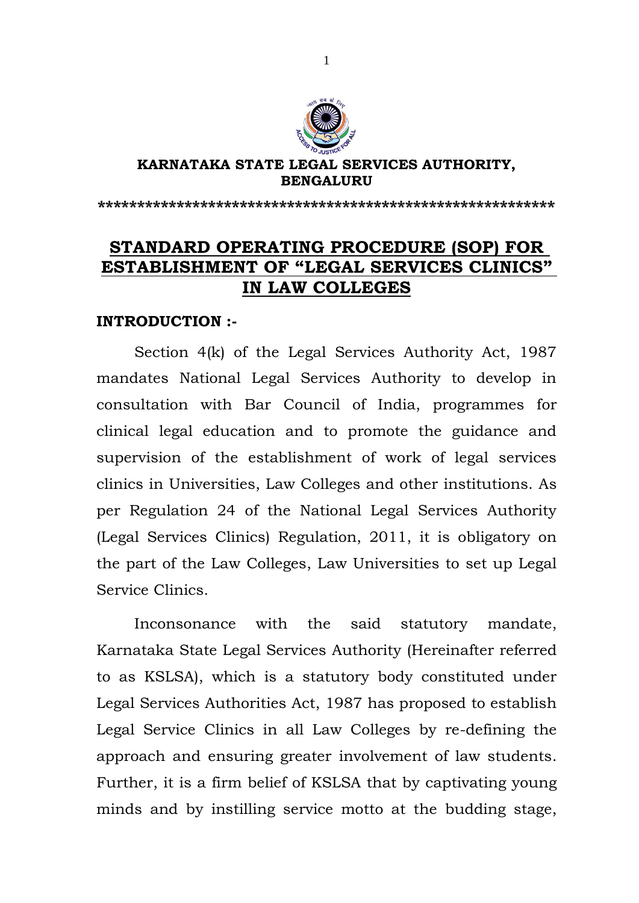**KARNATAKA STATE LEGAL SERVICES AUTHORITY, BENGALURU**

**\*\*\*\*\*\*\*\*\*\*\*\*\*\*\*\*\*\*\*\*\*\*\*\*\*\*\*\*\*\*\*\*\*\*\*\*\*\*\*\*\*\*\*\*\*\*\*\*\*\*\*\*\*\*\*\*\*\***

# STANDARD OPERATING PROCEDURE (SOP) FOR ESTABLISHMENT OF "LEGAL SERVICES CLINICS" IN LAW COLLEGES

**INTRODUCTION :-**

Section 4(k) of the Legal Services Authority Act, 1987 mandates National Legal Services Authority to develop in consultation with Bar Council of India, programmes for clinical legal education and to promote the guidance and supervision of the establishment of work of legal services clinics in Universities, Law Colleges and other institutions. As per Regulation 24 of the National Legal Services Authority (Legal Services Clinics) Regulation, 2011, it is obligatory on the part of the Law Colleges, Law Universities to set up Legal Service Clinics.

Inconsonance with the said statutory mandate, Karnataka State Legal Services Authority (Hereinafter referred to as KSLSA), which is a statutory body constituted under Legal Services Authorities Act, 1987 has proposed to establish Legal Service Clinics in all Law Colleges by re-defining the approach and ensuring greater involvement of law students. Further, it is a firm belief of KSLSA that by captivating young minds and by instilling service motto at the budding stage,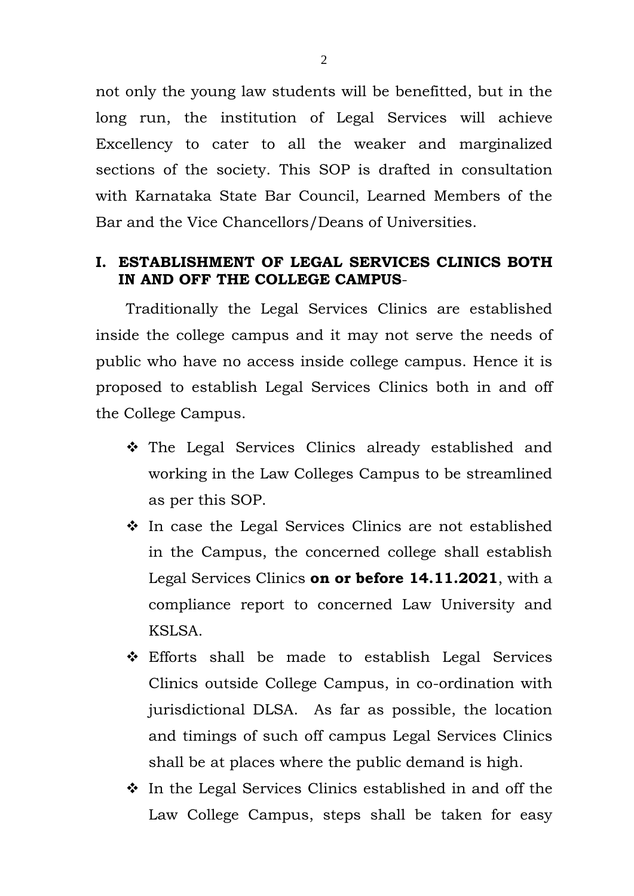not only the young law students will be benefitted, but in the long run, the institution of Legal Services will achieve Excellency to cater to all the weaker and marginalized sections of the society. This SOP is drafted in consultation with Karnataka State Bar Council, Learned Members of the Bar and the Vice Chancellors/Deans of Universities.

## I. ESTABLISHMENT OF LEGAL SERVICES CLINICS BOTH IN AND OFF THE COLLEGE CAMPUS-

Traditionally the Legal Services Clinics are established inside the college campus and it may not serve the needs of public who have no access inside college campus. Hence it is proposed to establish Legal Services Clinics both in and off the College Campus.

- The Legal Services Clinics already established and working in the Law Colleges Campus to be streamlined as per this SOP.
- In case the Legal Services Clinics are not established in the Campus, the concerned college shall establish Legal Services Clinics **on or before 14.11.2021**, with a compliance report to concerned Law University and KSLSA.
- Efforts shall be made to establish Legal Services Clinics outside College Campus, in co-ordination with jurisdictional DLSA. As far as possible, the location and timings of such off campus Legal Services Clinics shall be at places where the public demand is high.
- In the Legal Services Clinics established in and off the Law College Campus, steps shall be taken for easy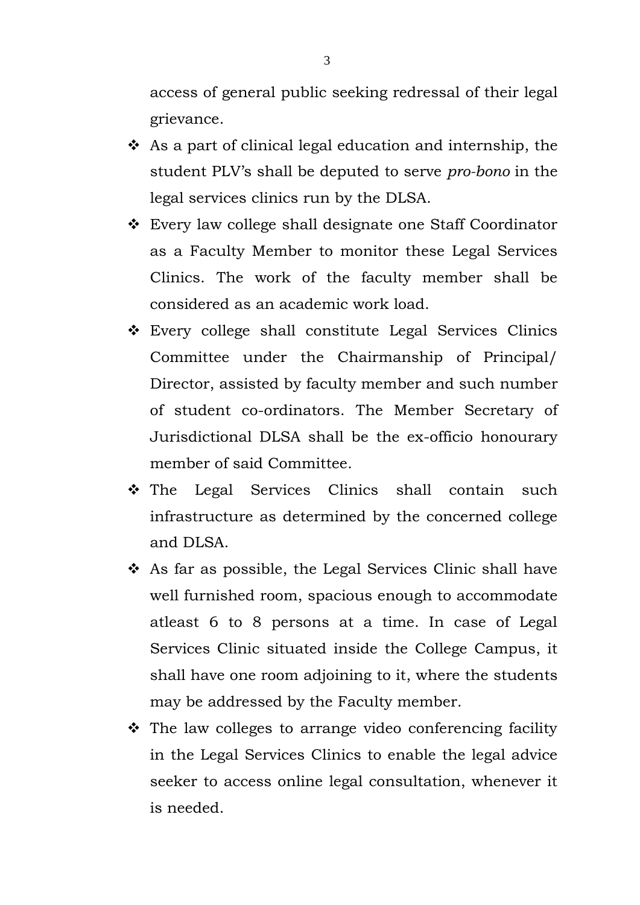access of general public seeking redressal of their legal grievance.

- As a part of clinical legal education and internship, the student PLV's shall be deputed to serve *pro-bono* in the legal services clinics run by the DLSA.
- Every law college shall designate one Staff Coordinator as a Faculty Member to monitor these Legal Services Clinics. The work of the faculty member shall be considered as an academic work load.
- Every college shall constitute Legal Services Clinics Committee under the Chairmanship of Principal/ Director, assisted by faculty member and such number of student co-ordinators. The Member Secretary of Jurisdictional DLSA shall be the ex-officio honourary member of said Committee.
- The Legal Services Clinics shall contain such infrastructure as determined by the concerned college and DLSA.
- As far as possible, the Legal Services Clinic shall have well furnished room, spacious enough to accommodate atleast 6 to 8 persons at a time. In case of Legal Services Clinic situated inside the College Campus, it shall have one room adjoining to it, where the students may be addressed by the Faculty member.
- The law colleges to arrange video conferencing facility in the Legal Services Clinics to enable the legal advice seeker to access online legal consultation, whenever it is needed.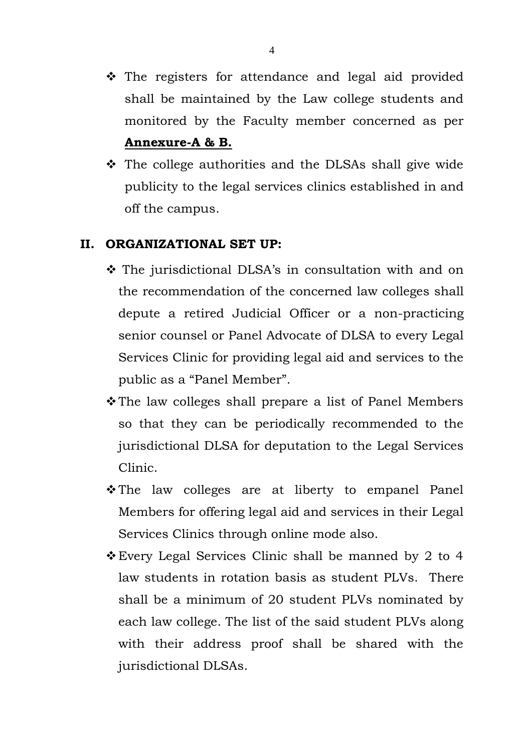- ❖ The registers for attendance and legal aid provided shall be maintained by the Law college students and monitored by the Faculty member concerned as per **Annexure-A & B.**
- ❖ The college authorities and the DLSAs shall give wide publicity to the legal services clinics established in and off the campus.

## II. ORGANIZATIONAL SET UP:

- ❖ The jurisdictional DLSA's in consultation with and on the recommendation of the concerned law colleges shall depute a retired Judicial Officer or a non-practicing senior counsel or Panel Advocate of DLSA to every Legal Services Clinic for providing legal aid and services to the public as a "Panel Member".
- ❖ The law colleges shall prepare a list of Panel Members so that they can be periodically recommended to the jurisdictional DLSA for deputation to the Legal Services Clinic.
- ❖ The law colleges are at liberty to empanel Panel Members for offering legal aid and services in their Legal Services Clinics through online mode also.
- ❖ Every Legal Services Clinic shall be manned by 2 to 4 law students in rotation basis as student PLVs. There shall be a minimum of 20 student PLVs nominated by each law college. The list of the said student PLVs along with their address proof shall be shared with the jurisdictional DLSAs.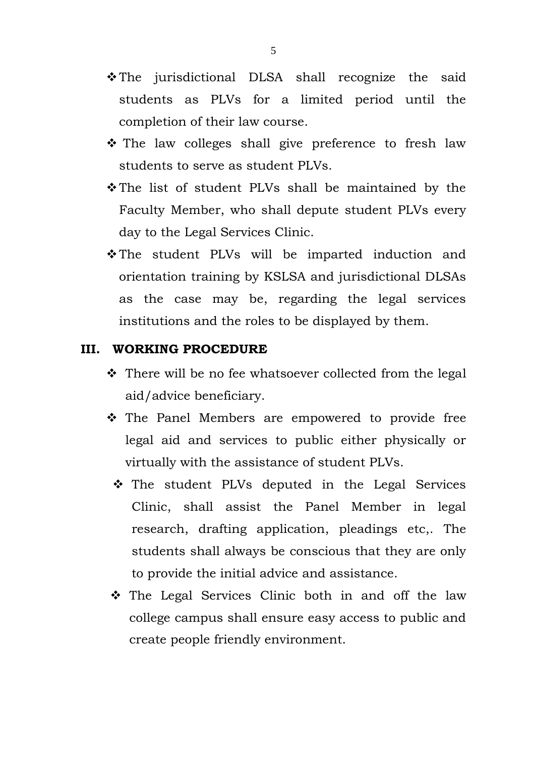- The jurisdictional DLSA shall recognize the said students as PLVs for a limited period until the completion of their law course.
- The law colleges shall give preference to fresh law students to serve as student PLVs.
- The list of student PLVs shall be maintained by the Faculty Member, who shall depute student PLVs every day to the Legal Services Clinic.
- The student PLVs will be imparted induction and orientation training by KSLSA and jurisdictional DLSAs as the case may be, regarding the legal services institutions and the roles to be displayed by them.

## III. WORKING PROCEDURE

- There will be no fee whatsoever collected from the legal aid/advice beneficiary.
- The Panel Members are empowered to provide free legal aid and services to public either physically or virtually with the assistance of student PLVs.
- The student PLVs deputed in the Legal Services Clinic, shall assist the Panel Member in legal research, drafting application, pleadings etc,. The students shall always be conscious that they are only to provide the initial advice and assistance.
- The Legal Services Clinic both in and off the law college campus shall ensure easy access to public and create people friendly environment.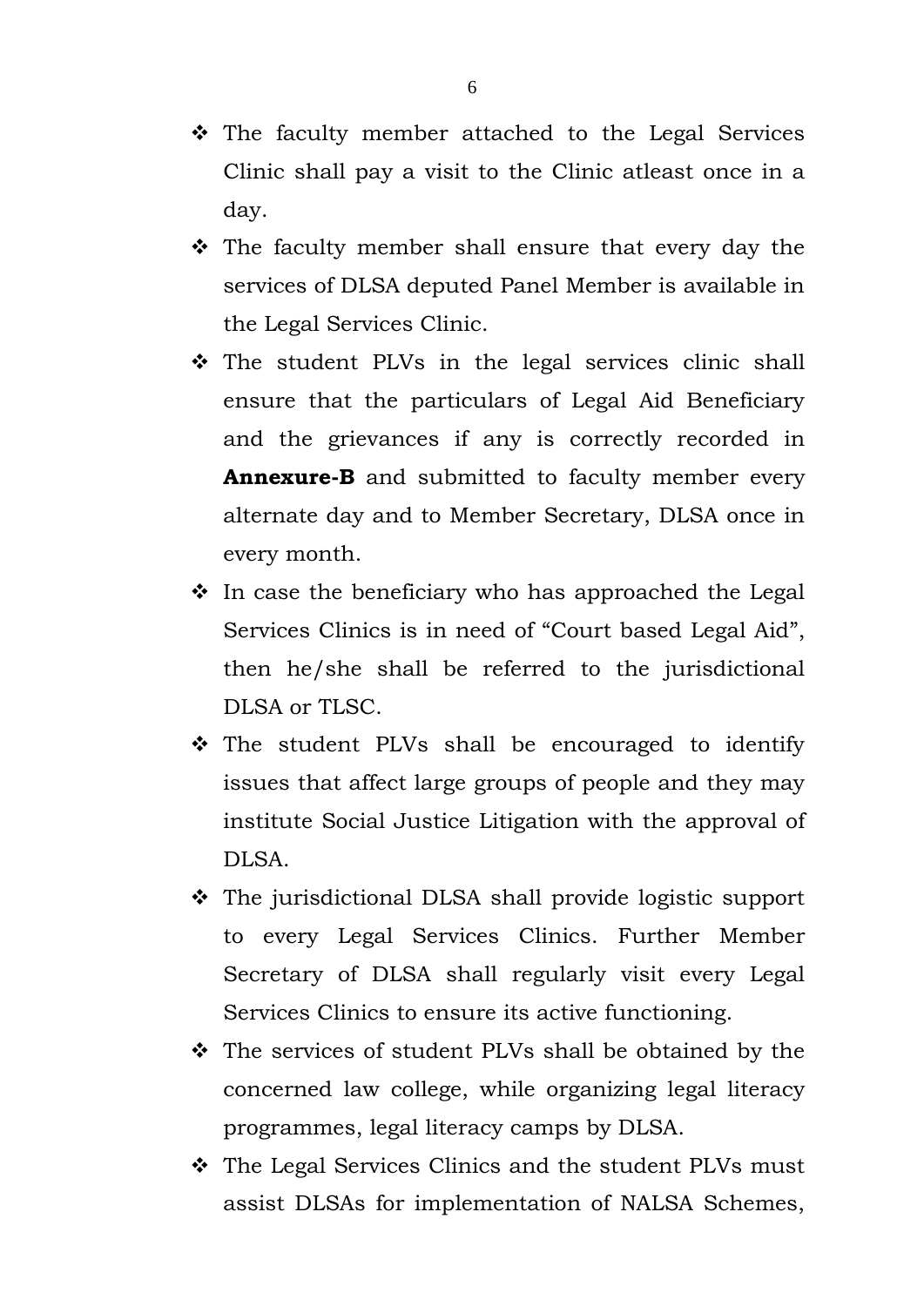- The faculty member attached to the Legal Services Clinic shall pay a visit to the Clinic atleast once in a day.
- The faculty member shall ensure that every day the services of DLSA deputed Panel Member is available in the Legal Services Clinic.
- The student PLVs in the legal services clinic shall ensure that the particulars of Legal Aid Beneficiary and the grievances if any is correctly recorded in **Annexure-B** and submitted to faculty member every alternate day and to Member Secretary, DLSA once in every month.
- In case the beneficiary who has approached the Legal Services Clinics is in need of "Court based Legal Aid", then he/she shall be referred to the jurisdictional DLSA or TLSC.
- The student PLVs shall be encouraged to identify issues that affect large groups of people and they may institute Social Justice Litigation with the approval of DLSA.
- The jurisdictional DLSA shall provide logistic support to every Legal Services Clinics. Further Member Secretary of DLSA shall regularly visit every Legal Services Clinics to ensure its active functioning.
- The services of student PLVs shall be obtained by the concerned law college, while organizing legal literacy programmes, legal literacy camps by DLSA.
- The Legal Services Clinics and the student PLVs must assist DLSAs for implementation of NALSA Schemes,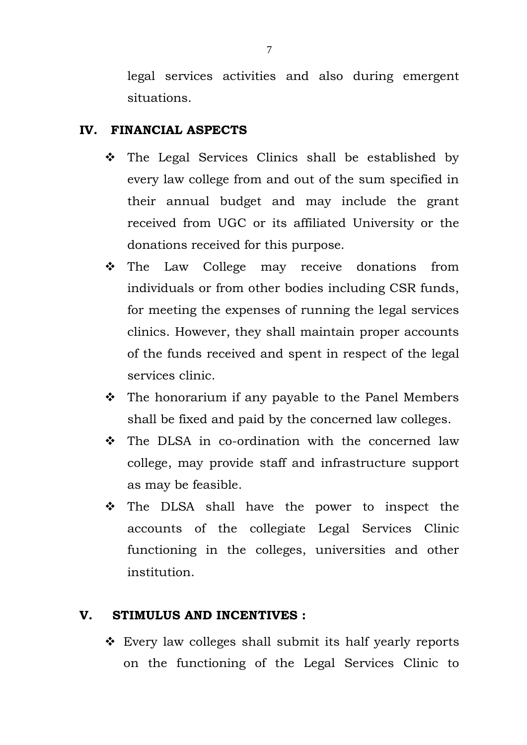legal services activities and also during emergent situations.

## IV. FINANCIAL ASPECTS

- The Legal Services Clinics shall be established by every law college from and out of the sum specified in their annual budget and may include the grant received from UGC or its affiliated University or the donations received for this purpose.
- The Law College may receive donations from individuals or from other bodies including CSR funds, for meeting the expenses of running the legal services clinics. However, they shall maintain proper accounts of the funds received and spent in respect of the legal services clinic.
- The honorarium if any payable to the Panel Members shall be fixed and paid by the concerned law colleges.
- The DLSA in co-ordination with the concerned law college, may provide staff and infrastructure support as may be feasible.
- The DLSA shall have the power to inspect the accounts of the collegiate Legal Services Clinic functioning in the colleges, universities and other institution.

## V. STIMULUS AND INCENTIVES :

- Every law colleges shall submit its half yearly reports on the functioning of the Legal Services Clinic to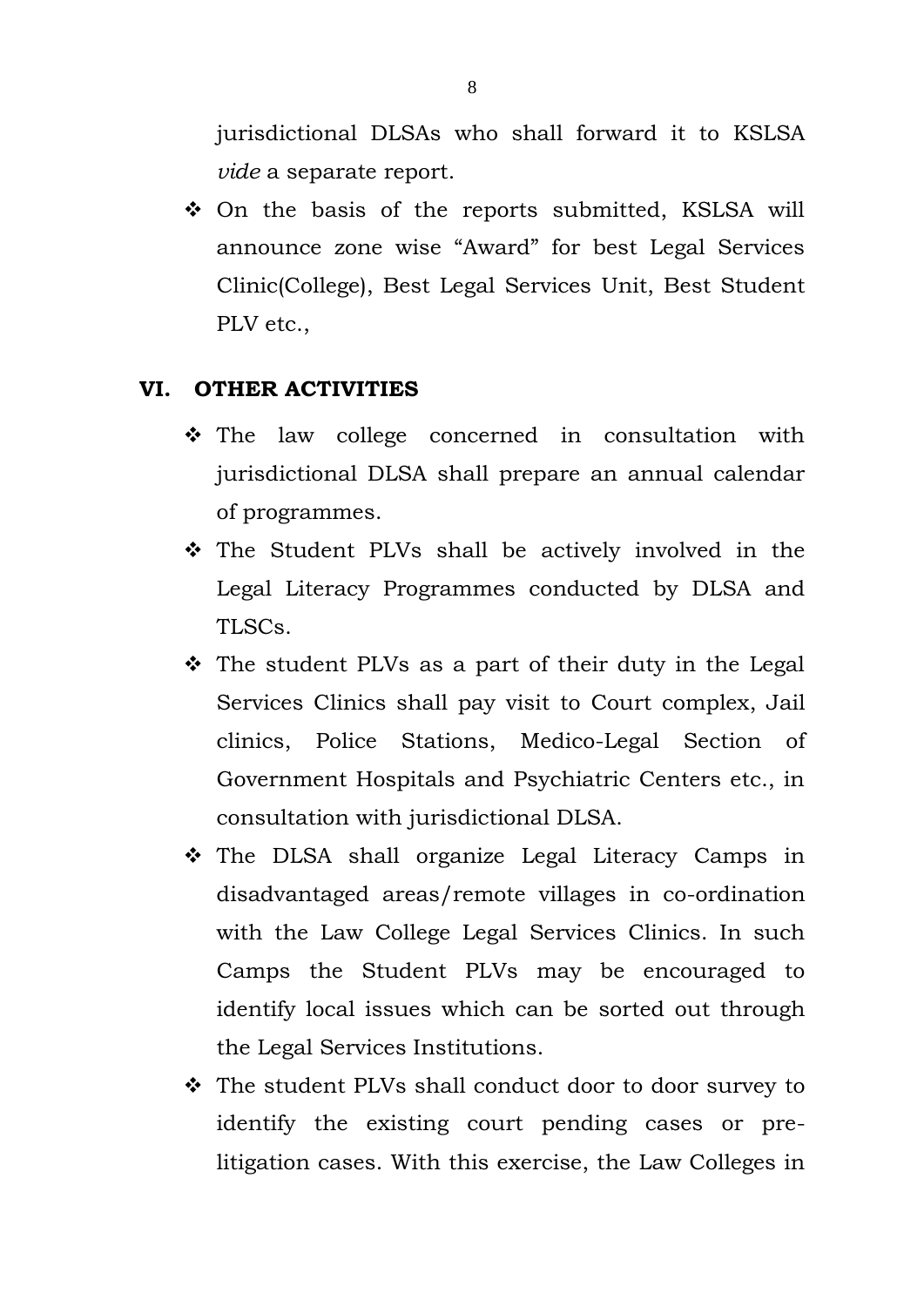jurisdictional DLSAs who shall forward it to KSLSA *vide* a separate report.

- On the basis of the reports submitted, KSLSA will announce zone wise "Award" for best Legal Services Clinic(College), Best Legal Services Unit, Best Student PLV etc.,

## VI. OTHER ACTIVITIES

- The law college concerned in consultation with jurisdictional DLSA shall prepare an annual calendar of programmes.
- The Student PLVs shall be actively involved in the Legal Literacy Programmes conducted by DLSA and TLSCs.
- The student PLVs as a part of their duty in the Legal Services Clinics shall pay visit to Court complex, Jail clinics, Police Stations, Medico-Legal Section of Government Hospitals and Psychiatric Centers etc., in consultation with jurisdictional DLSA.
- The DLSA shall organize Legal Literacy Camps in disadvantaged areas/remote villages in co-ordination with the Law College Legal Services Clinics. In such Camps the Student PLVs may be encouraged to identify local issues which can be sorted out through the Legal Services Institutions.
- The student PLVs shall conduct door to door survey to identify the existing court pending cases or pre-litigation cases. With this exercise, the Law Colleges in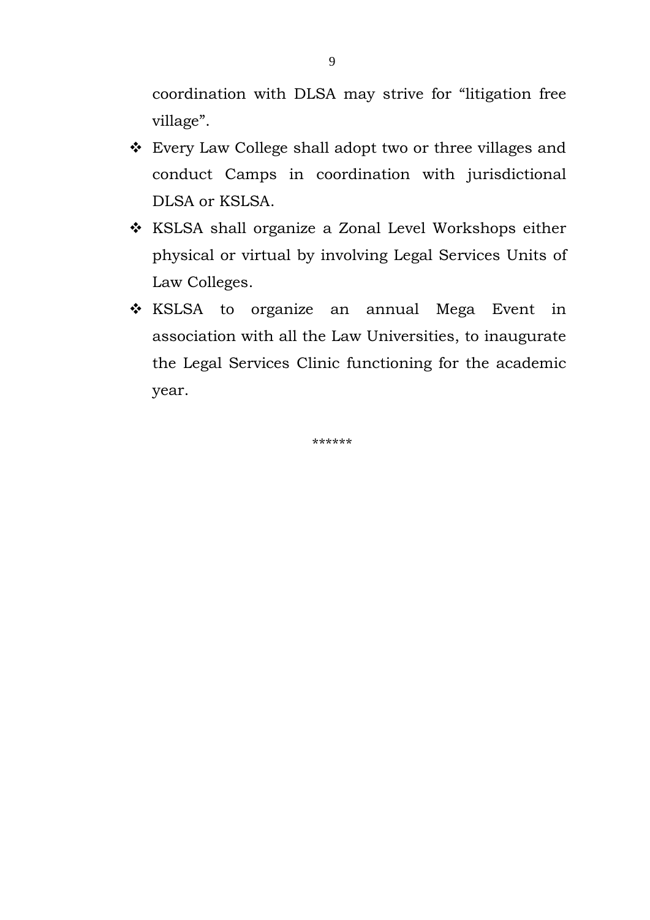coordination with DLSA may strive for "litigation free village".

- Every Law College shall adopt two or three villages and conduct Camps in coordination with jurisdictional DLSA or KSLSA.
- KSLSA shall organize a Zonal Level Workshops either physical or virtual by involving Legal Services Units of Law Colleges.
- KSLSA to organize an annual Mega Event in association with all the Law Universities, to inaugurate the Legal Services Clinic functioning for the academic year.

******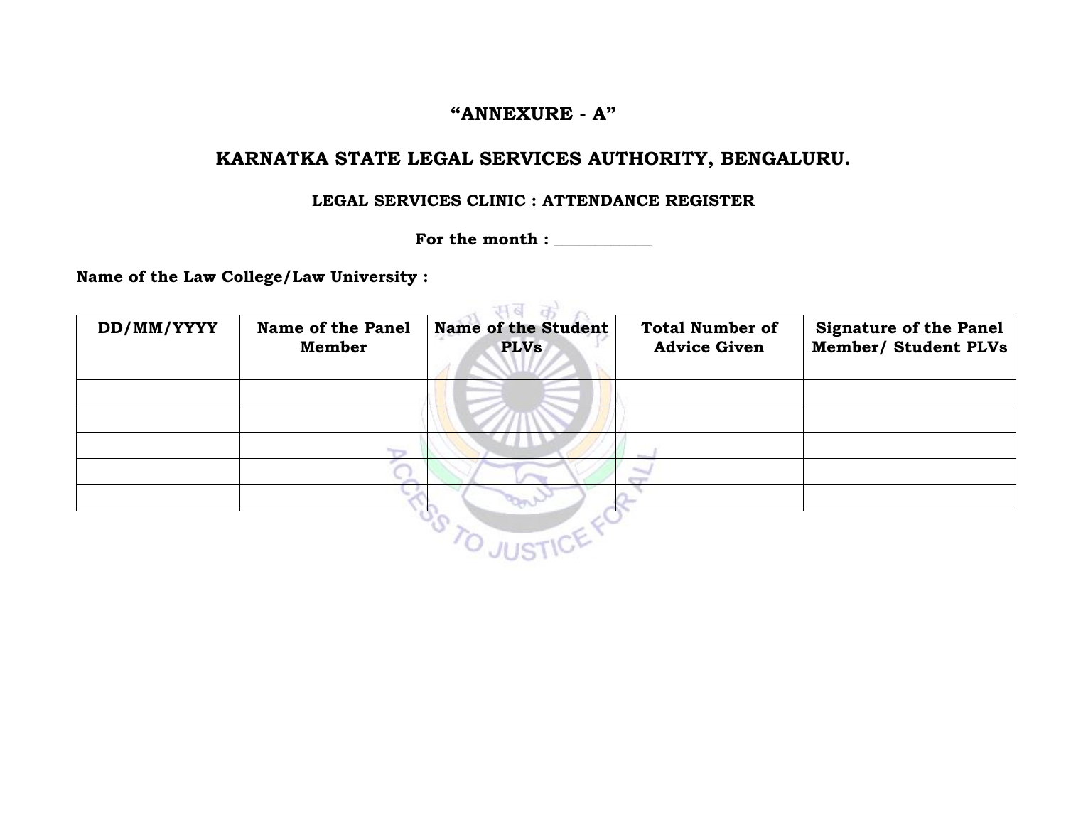# “ANNEXURE - A”

## KARNATKA STATE LEGAL SERVICES AUTHORITY, BENGALURU.

### LEGAL SERVICES CLINIC : ATTENDANCE REGISTER

**For the month : ____________**

**Name of the Law College/Law University :**

| DD/MM/YYYY | Name of the Panel Member | Name of the Student PLVs | Total Number of Advice Given | Signature of the Panel Member/ Student PLVs |
|---|---|---|---|---|
| | | | | |
| | | | | |
| | | | | |
| | | | | |
| | | | | |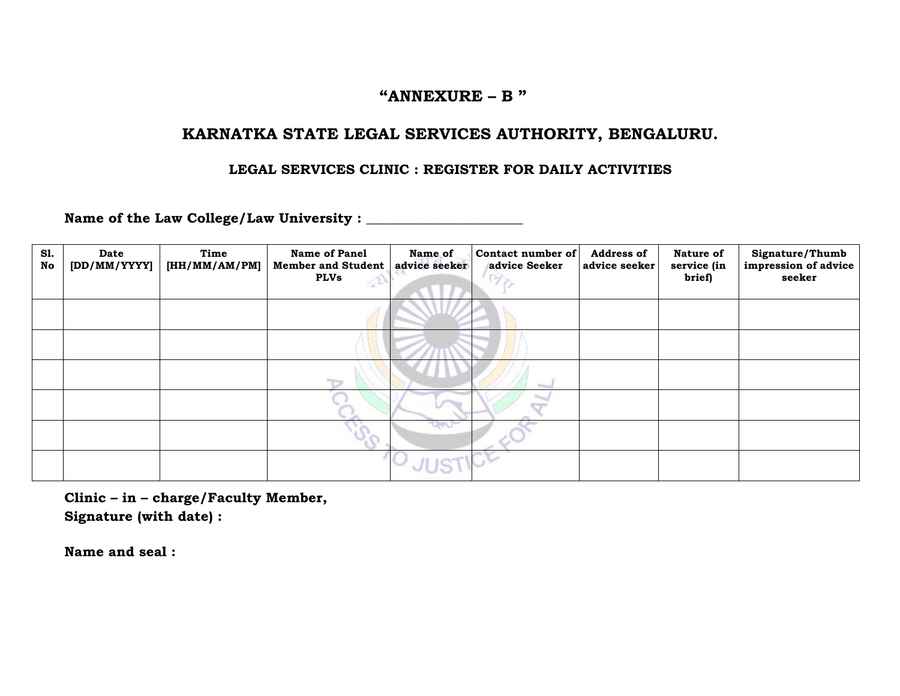# “ANNEXURE – B ”

## KARNATKA STATE LEGAL SERVICES AUTHORITY, BENGALURU.

### LEGAL SERVICES CLINIC : REGISTER FOR DAILY ACTIVITIES

**Name of the Law College/Law University : ________________________**

| Sl. No | Date [DD/MM/YYYY] | Time [HH/MM/AM/PM] | Name of Panel Member and Student PLVs | Name of advice seeker | Contact number of advice Seeker | Address of advice seeker | Nature of service (in brief) | Signature/Thumb impression of advice seeker |
|---|---|---|---|---|---|---|---|---|
| | | | | | | | | |
| | | | | | | | | |
| | | | | | | | | |
| | | | | | | | | |
| | | | | | | | | |
| | | | | | | | | |

**Clinic – in – charge/Faculty Member,**
**Signature (with date) :**

**Name and seal :**